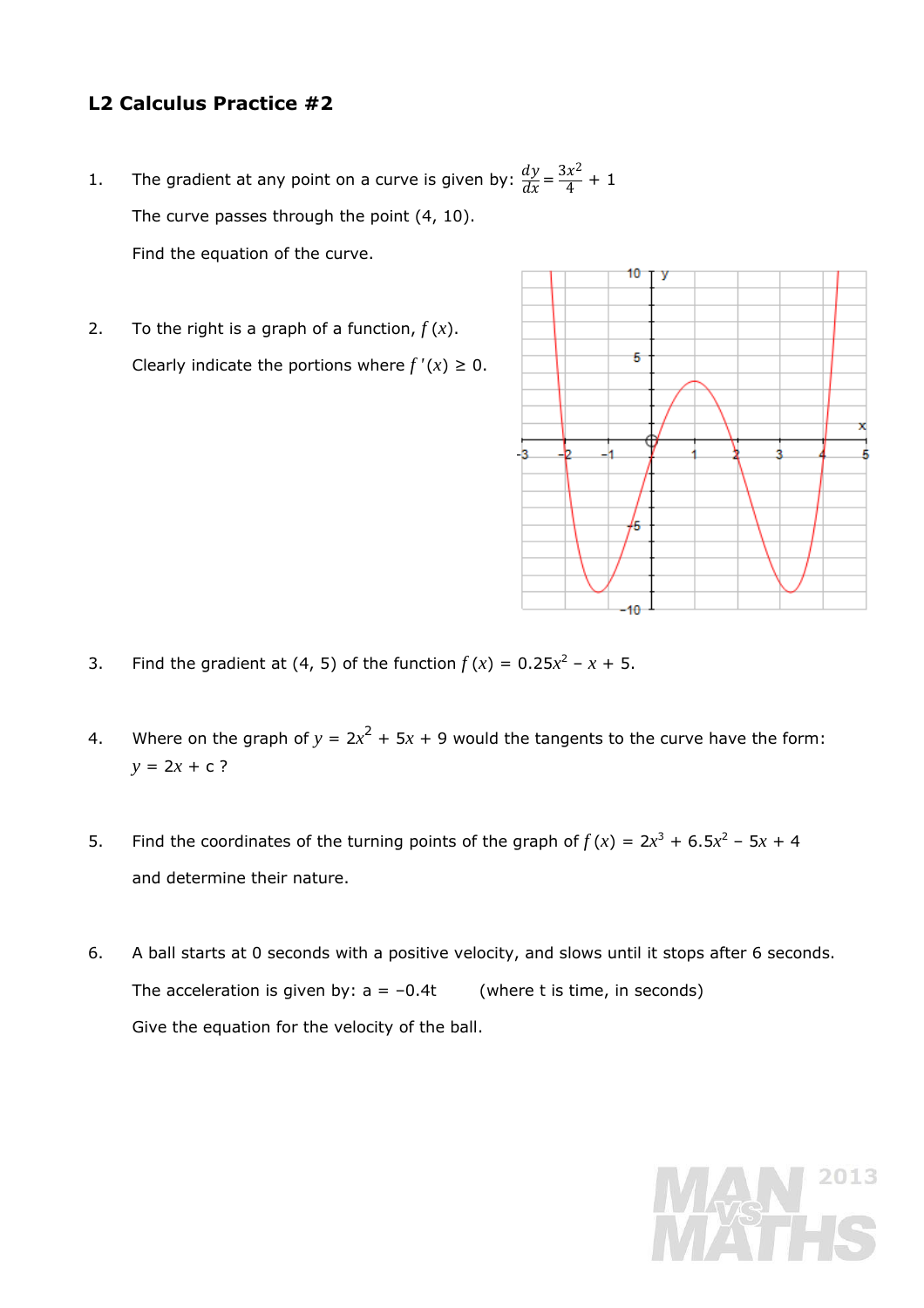## L2 Calculus Practice #2

1. The gradient at any point on a curve is given by: $\frac{dy}{dx} = \frac{3x^2}{4} + 1$

   The curve passes through the point (4, 10).

   Find the equation of the curve.

2. To the right is a graph of a function, $f(x)$.

   Clearly indicate the portions where $f'(x) \geq 0$.

3. Find the gradient at (4, 5) of the function $f(x) = 0.25x^2 - x + 5$.

4. Where on the graph of $y = 2x^2 + 5x + 9$ would the tangents to the curve have the form: $y = 2x + c$ ?

5. Find the coordinates of the turning points of the graph of $f(x) = 2x^3 + 6.5x^2 - 5x + 4$ and determine their nature.

6. A ball starts at 0 seconds with a positive velocity, and slows until it stops after 6 seconds.

   The acceleration is given by: $a = -0.4t$ (where t is time, in seconds)

   Give the equation for the velocity of the ball.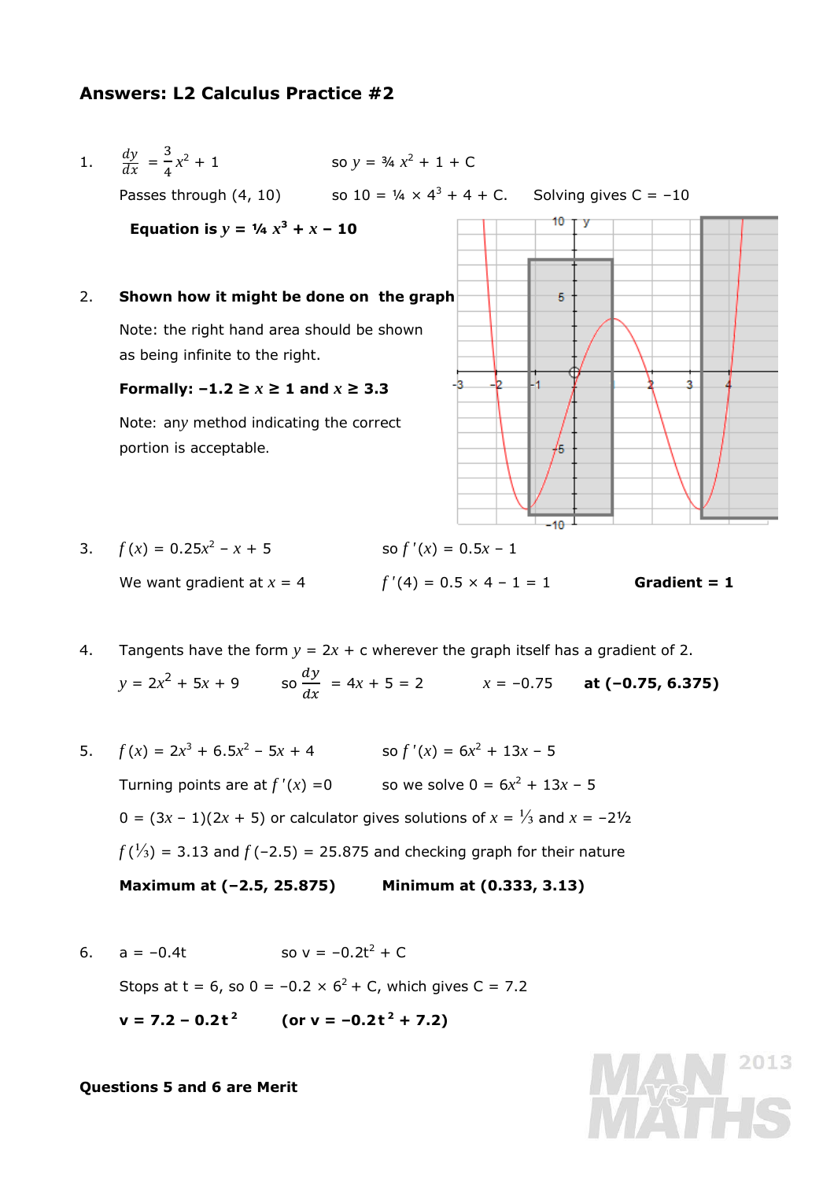## Answers: L2 Calculus Practice #2

1. $\frac{dy}{dx} = \frac{3}{4}x^2 + 1$ so $y = ¾ x^2 + 1 + C$

   Passes through (4, 10) so $10 = ¼ \times 4^3 + 4 + C$. Solving gives C = −10

   **Equation is $y = ¼ x^3 + x - 10$**

2. **Shown how it might be done on the graph**

   Note: the right hand area should be shown as being infinite to the right.

   **Formally: $-1.2 \geq x \geq 1$ and $x \geq 3.3$**

   Note: any method indicating the correct portion is acceptable.

   10 y
   5
   -3 -2 -1 2 3 4
   -5
   -10

3. $f(x) = 0.25x^2 - x + 5$ so $f'(x) = 0.5x - 1$

   We want gradient at $x = 4$ $f'(4) = 0.5 \times 4 - 1 = 1$ **Gradient = 1**

4. Tangents have the form $y = 2x + c$ wherever the graph itself has a gradient of 2.

   $y = 2x^2 + 5x + 9$ so $\frac{dy}{dx} = 4x + 5 = 2$ $x = -0.75$ **at (−0.75, 6.375)**

5. $f(x) = 2x^3 + 6.5x^2 - 5x + 4$ so $f'(x) = 6x^2 + 13x - 5$

   Turning points are at $f'(x) = 0$ so we solve $0 = 6x^2 + 13x - 5$

   $0 = (3x - 1)(2x + 5)$ or calculator gives solutions of $x = ⅓$ and $x = -2½$

   $f(⅓) = 3.13$ and $f(-2.5) = 25.875$ and checking graph for their nature

   **Maximum at (−2.5, 25.875)** **Minimum at (0.333, 3.13)**

6. $a = -0.4t$ so $v = -0.2t^2 + C$

   Stops at t = 6, so $0 = -0.2 \times 6^2 + C$, which gives C = 7.2

   **$v = 7.2 - 0.2t^2$** **(or $v = -0.2t^2 + 7.2$)**

**Questions 5 and 6 are Merit**